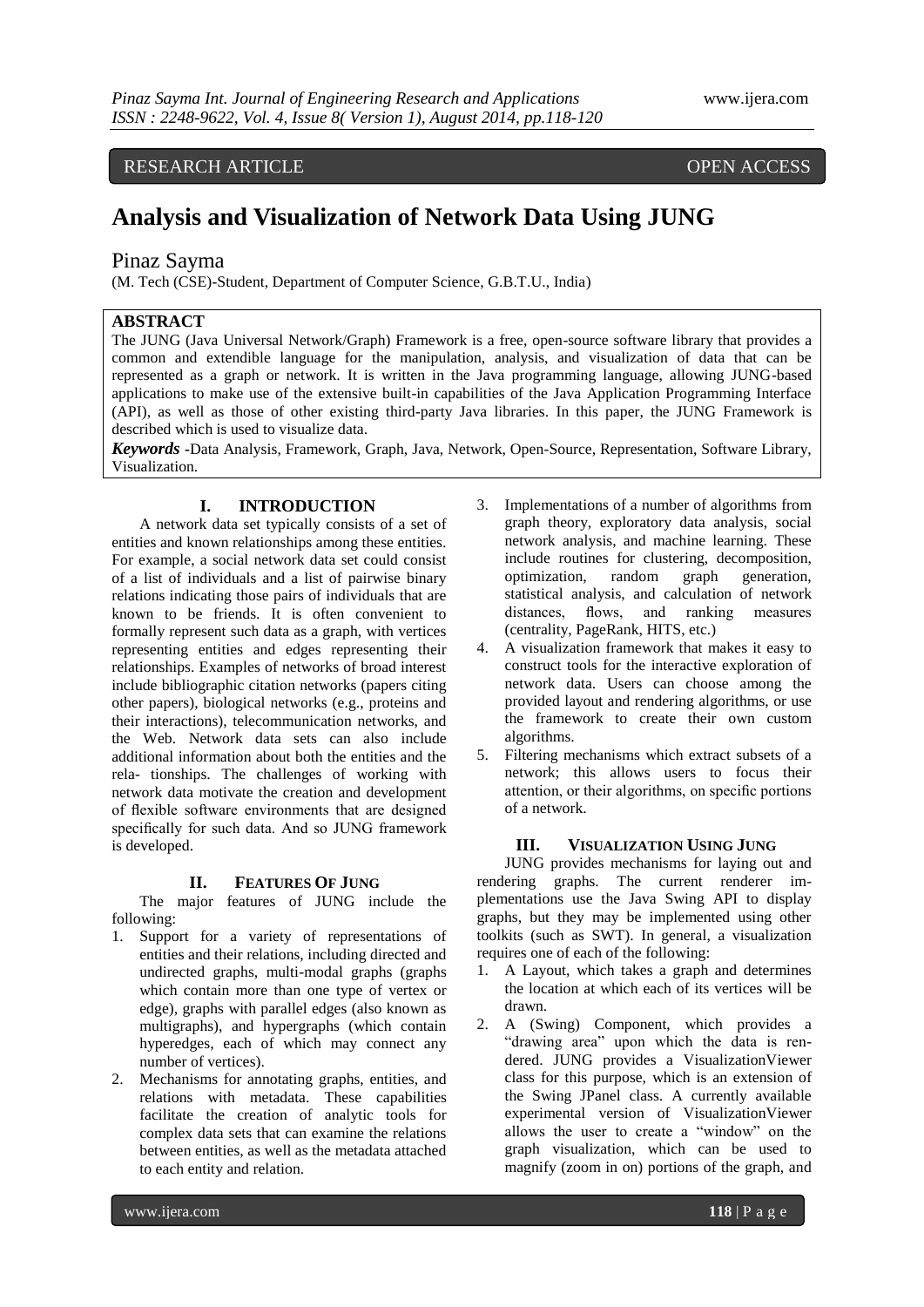RESEARCH ARTICLE OPEN ACCESS

# Analysis and Visualization of Network Data Using JUNG

Pinaz Sayma

(M. Tech (CSE)-Student, Department of Computer Science, G.B.T.U., India)

**ABSTRACT**

The JUNG (Java Universal Network/Graph) Framework is a free, open-source software library that provides a common and extendible language for the manipulation, analysis, and visualization of data that can be represented as a graph or network. It is written in the Java programming language, allowing JUNG-based applications to make use of the extensive built-in capabilities of the Java Application Programming Interface (API), as well as those of other existing third-party Java libraries. In this paper, the JUNG Framework is described which is used to visualize data.

***Keywords*** **-**Data Analysis, Framework, Graph, Java, Network, Open-Source, Representation, Software Library, Visualization.

## I. INTRODUCTION

A network data set typically consists of a set of entities and known relationships among these entities. For example, a social network data set could consist of a list of individuals and a list of pairwise binary relations indicating those pairs of individuals that are known to be friends. It is often convenient to formally represent such data as a graph, with vertices representing entities and edges representing their relationships. Examples of networks of broad interest include bibliographic citation networks (papers citing other papers), biological networks (e.g., proteins and their interactions), telecommunication networks, and the Web. Network data sets can also include additional information about both the entities and the rela- tionships. The challenges of working with network data motivate the creation and development of flexible software environments that are designed specifically for such data. And so JUNG framework is developed.

## II. FEATURES OF JUNG

The major features of JUNG include the following:

1. Support for a variety of representations of entities and their relations, including directed and undirected graphs, multi-modal graphs (graphs which contain more than one type of vertex or edge), graphs with parallel edges (also known as multigraphs), and hypergraphs (which contain hyperedges, each of which may connect any number of vertices).
2. Mechanisms for annotating graphs, entities, and relations with metadata. These capabilities facilitate the creation of analytic tools for complex data sets that can examine the relations between entities, as well as the metadata attached to each entity and relation.
3. Implementations of a number of algorithms from graph theory, exploratory data analysis, social network analysis, and machine learning. These include routines for clustering, decomposition, optimization, random graph generation, statistical analysis, and calculation of network distances, flows, and ranking measures (centrality, PageRank, HITS, etc.)
4. A visualization framework that makes it easy to construct tools for the interactive exploration of network data. Users can choose among the provided layout and rendering algorithms, or use the framework to create their own custom algorithms.
5. Filtering mechanisms which extract subsets of a network; this allows users to focus their attention, or their algorithms, on specific portions of a network.

## III. VISUALIZATION USING JUNG

JUNG provides mechanisms for laying out and rendering graphs. The current renderer im- plementations use the Java Swing API to display graphs, but they may be implemented using other toolkits (such as SWT). In general, a visualization requires one of each of the following:

1. A Layout, which takes a graph and determines the location at which each of its vertices will be drawn.
2. A (Swing) Component, which provides a "drawing area" upon which the data is ren- dered. JUNG provides a VisualizationViewer class for this purpose, which is an extension of the Swing JPanel class. A currently available experimental version of VisualizationViewer allows the user to create a "window" on the graph visualization, which can be used to magnify (zoom in on) portions of the graph, and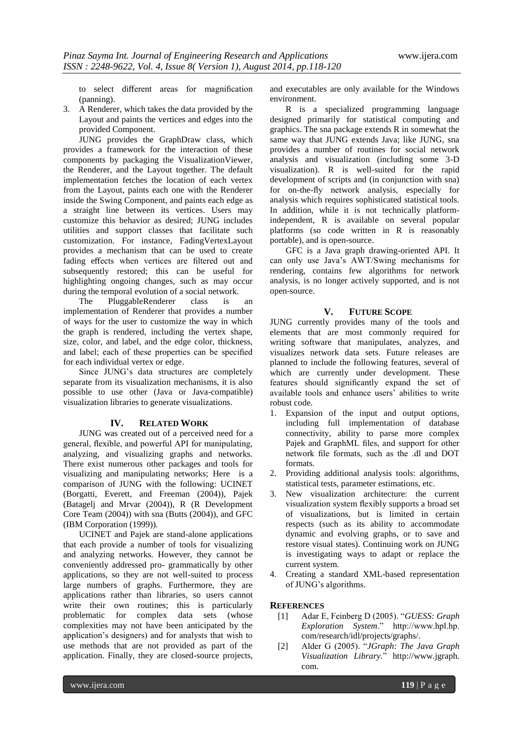to select different areas for magnification (panning).

3. A Renderer, which takes the data provided by the Layout and paints the vertices and edges into the provided Component.

JUNG provides the GraphDraw class, which provides a framework for the interaction of these components by packaging the VisualizationViewer, the Renderer, and the Layout together. The default implementation fetches the location of each vertex from the Layout, paints each one with the Renderer inside the Swing Component, and paints each edge as a straight line between its vertices. Users may customize this behavior as desired; JUNG includes utilities and support classes that facilitate such customization. For instance, FadingVertexLayout provides a mechanism that can be used to create fading effects when vertices are filtered out and subsequently restored; this can be useful for highlighting ongoing changes, such as may occur during the temporal evolution of a social network.

The PluggableRenderer class is an implementation of Renderer that provides a number of ways for the user to customize the way in which the graph is rendered, including the vertex shape, size, color, and label, and the edge color, thickness, and label; each of these properties can be specified for each individual vertex or edge.

Since JUNG's data structures are completely separate from its visualization mechanisms, it is also possible to use other (Java or Java-compatible) visualization libraries to generate visualizations.

## IV. Related Work

JUNG was created out of a perceived need for a general, flexible, and powerful API for manipulating, analyzing, and visualizing graphs and networks. There exist numerous other packages and tools for visualizing and manipulating networks; Here is a comparison of JUNG with the following: UCINET (Borgatti, Everett, and Freeman (2004)), Pajek (Batagelj and Mrvar (2004)), R (R Development Core Team (2004)) with sna (Butts (2004)), and GFC (IBM Corporation (1999)).

UCINET and Pajek are stand-alone applications that each provide a number of tools for visualizing and analyzing networks. However, they cannot be conveniently addressed pro- grammatically by other applications, so they are not well-suited to process large numbers of graphs. Furthermore, they are applications rather than libraries, so users cannot write their own routines; this is particularly problematic for complex data sets (whose complexities may not have been anticipated by the application's designers) and for analysts that wish to use methods that are not provided as part of the application. Finally, they are closed-source projects, and executables are only available for the Windows environment.

R is a specialized programming language designed primarily for statistical computing and graphics. The sna package extends R in somewhat the same way that JUNG extends Java; like JUNG, sna provides a number of routines for social network analysis and visualization (including some 3-D visualization). R is well-suited for the rapid development of scripts and (in conjunction with sna) for on-the-fly network analysis, especially for analysis which requires sophisticated statistical tools. In addition, while it is not technically platform-independent, R is available on several popular platforms (so code written in R is reasonably portable), and is open-source.

GFC is a Java graph drawing-oriented API. It can only use Java's AWT/Swing mechanisms for rendering, contains few algorithms for network analysis, is no longer actively supported, and is not open-source.

## V. Future Scope

JUNG currently provides many of the tools and elements that are most commonly required for writing software that manipulates, analyzes, and visualizes network data sets. Future releases are planned to include the following features, several of which are currently under development. These features should significantly expand the set of available tools and enhance users' abilities to write robust code.

1. Expansion of the input and output options, including full implementation of database connectivity, ability to parse more complex Pajek and GraphML files, and support for other network file formats, such as the .dl and DOT formats.
2. Providing additional analysis tools: algorithms, statistical tests, parameter estimations, etc.
3. New visualization architecture: the current visualization system flexibly supports a broad set of visualizations, but is limited in certain respects (such as its ability to accommodate dynamic and evolving graphs, or to save and restore visual states). Continuing work on JUNG is investigating ways to adapt or replace the current system.
4. Creating a standard XML-based representation of JUNG's algorithms.

## References

[1] Adar E, Feinberg D (2005). "*GUESS: Graph Exploration System*." http://www.hpl.hp.com/research/idl/projects/graphs/.

[2] Alder G (2005). "*JGraph: The Java Graph Visualization Library*." http://www.jgraph.com.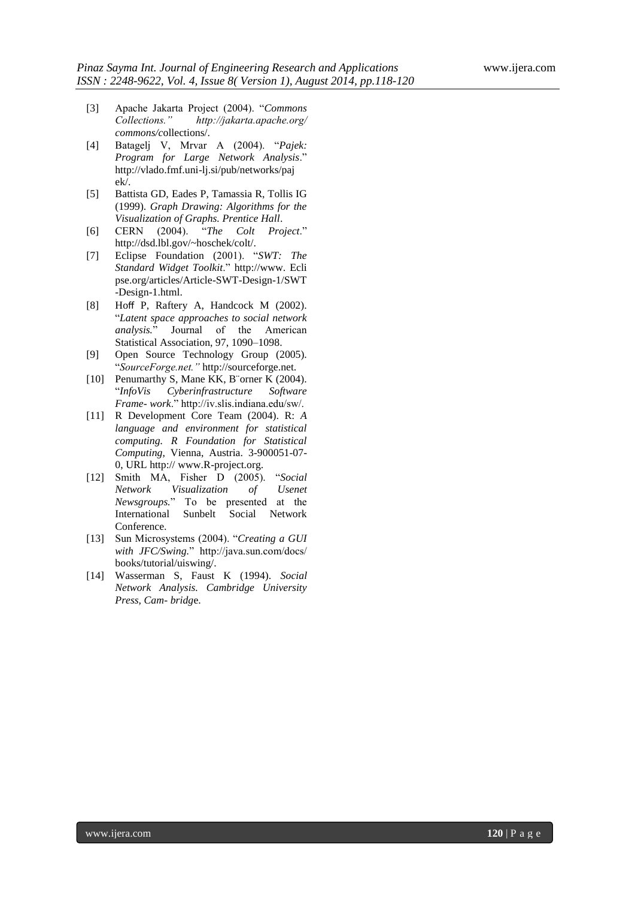[3] Apache Jakarta Project (2004). "*Commons Collections." http://jakarta.apache.org/ commons/*collections/.

[4] Batagelj V, Mrvar A (2004). "*Pajek: Program for Large Network Analysis*." http://vlado.fmf.uni-lj.si/pub/networks/pajek/.

[5] Battista GD, Eades P, Tamassia R, Tollis IG (1999). *Graph Drawing: Algorithms for the Visualization of Graphs. Prentice Hall*.

[6] CERN (2004). "*The Colt Project*." http://dsd.lbl.gov/~hoschek/colt/.

[7] Eclipse Foundation (2001). "*SWT: The Standard Widget Toolkit*." http://www. Eclipse.org/articles/Article-SWT-Design-1/SWT-Design-1.html.

[8] Hoff P, Raftery A, Handcock M (2002). "*Latent space approaches to social network analysis.*" Journal of the American Statistical Association, 97, 1090–1098.

[9] Open Source Technology Group (2005). "*SourceForge.net."* http://sourceforge.net.

[10] Penumarthy S, Mane KK, B¨orner K (2004). "*InfoVis Cyberinfrastructure Software Frame- work*." http://iv.slis.indiana.edu/sw/.

[11] R Development Core Team (2004). R: *A language and environment for statistical computing. R Foundation for Statistical Computing*, Vienna, Austria. 3-900051-07-0, URL http:// www.R-project.org.

[12] Smith MA, Fisher D (2005). "*Social Network Visualization of Usenet Newsgroups.*" To be presented at the International Sunbelt Social Network Conference.

[13] Sun Microsystems (2004). "*Creating a GUI with JFC/Swing.*" http://java.sun.com/docs/ books/tutorial/uiswing/.

[14] Wasserman S, Faust K (1994). *Social Network Analysis. Cambridge University Press, Cam- bridg*e.